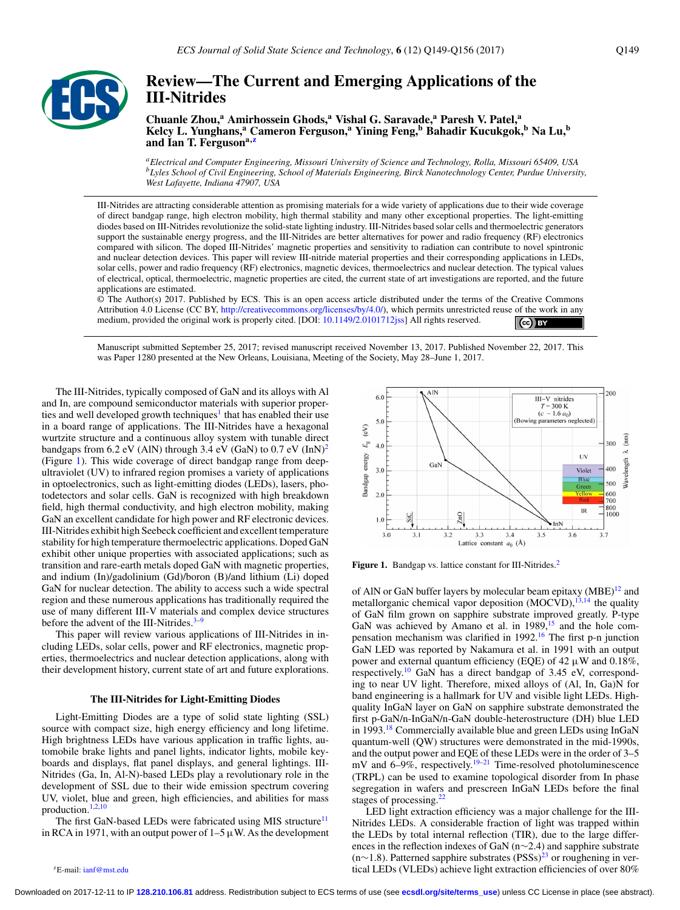# Review—The Current and Emerging Applications of the III-Nitrides

**Chuanle Zhou,[a] Amirhossein Ghods,[a] Vishal G. Saravade,[a] Paresh V. Patel,[a] Kelcy L. Yunghans,[a] Cameron Ferguson,[a] Yining Feng,[b] Bahadir Kucukgok,[b] Na Lu,[b] and Ian T. Ferguson[a,z]**

[a]*Electrical and Computer Engineering, Missouri University of Science and Technology, Rolla, Missouri 65409, USA*
[b]*Lyles School of Civil Engineering, School of Materials Engineering, Birck Nanotechnology Center, Purdue University, West Lafayette, Indiana 47907, USA*

III-Nitrides are attracting considerable attention as promising materials for a wide variety of applications due to their wide coverage of direct bandgap range, high electron mobility, high thermal stability and many other exceptional properties. The light-emitting diodes based on III-Nitrides revolutionize the solid-state lighting industry. III-Nitrides based solar cells and thermoelectric generators support the sustainable energy progress, and the III-Nitrides are better alternatives for power and radio frequency (RF) electronics compared with silicon. The doped III-Nitrides' magnetic properties and sensitivity to radiation can contribute to novel spintronic and nuclear detection devices. This paper will review III-nitride material properties and their corresponding applications in LEDs, solar cells, power and radio frequency (RF) electronics, magnetic devices, thermoelectrics and nuclear detection. The typical values of electrical, optical, thermoelectric, magnetic properties are cited, the current state of art investigations are reported, and the future applications are estimated.
© The Author(s) 2017. Published by ECS. This is an open access article distributed under the terms of the Creative Commons Attribution 4.0 License (CC BY, http://creativecommons.org/licenses/by/4.0/), which permits unrestricted reuse of the work in any medium, provided the original work is properly cited. [DOI: 10.1149/2.0101712jss] All rights reserved.

Manuscript submitted September 25, 2017; revised manuscript received November 13, 2017. Published November 22, 2017. This was Paper 1280 presented at the New Orleans, Louisiana, Meeting of the Society, May 28–June 1, 2017.

The III-Nitrides, typically composed of GaN and its alloys with Al and In, are compound semiconductor materials with superior properties and well developed growth techniques[1] that has enabled their use in a board range of applications. The III-Nitrides have a hexagonal wurtzite structure and a continuous alloy system with tunable direct bandgaps from 6.2 eV (AlN) through 3.4 eV (GaN) to 0.7 eV (InN)[2] (Figure 1). This wide coverage of direct bandgap range from deep-ultraviolet (UV) to infrared region promises a variety of applications in optoelectronics, such as light-emitting diodes (LEDs), lasers, photodetectors and solar cells. GaN is recognized with high breakdown field, high thermal conductivity, and high electron mobility, making GaN an excellent candidate for high power and RF electronic devices. III-Nitrides exhibit high Seebeck coefficient and excellent temperature stability for high temperature thermoelectric applications. Doped GaN exhibit other unique properties with associated applications; such as transition and rare-earth metals doped GaN with magnetic properties, and indium (In)/gadolinium (Gd)/boron (B)/and lithium (Li) doped GaN for nuclear detection. The ability to access such a wide spectral region and these numerous applications has traditionally required the use of many different III-V materials and complex device structures before the advent of the III-Nitrides.[3–9]

This paper will review various applications of III-Nitrides in including LEDs, solar cells, power and RF electronics, magnetic properties, thermoelectrics and nuclear detection applications, along with their development history, current state of art and future explorations.

## The III-Nitrides for Light-Emitting Diodes

Light-Emitting Diodes are a type of solid state lighting (SSL) source with compact size, high energy efficiency and long lifetime. High brightness LEDs have various application in traffic lights, automobile brake lights and panel lights, indicator lights, mobile keyboards and displays, flat panel displays, and general lightings. III-Nitrides (Ga, In, Al-N)-based LEDs play a revolutionary role in the development of SSL due to their wide emission spectrum covering UV, violet, blue and green, high efficiencies, and abilities for mass production.[1,2,10]

The first GaN-based LEDs were fabricated using MIS structure[11] in RCA in 1971, with an output power of 1–5 μW. As the development

AlN
GaN
InN
SiC
ZnO
III–V nitrides
$T = 300$ K
($c \sim 1.6\,a_0$)
(Bowing parameters neglected)
UV
Violet
Blue
Green
Yellow
Red
IR
Bandgap energy $E_g$ (eV)
Wavelength λ (nm)
Lattice constant $a_0$ (Å)
6.0, 5.0, 4.0, 3.0, 2.0, 1.0
3.0, 3.1, 3.2, 3.3, 3.4, 3.5, 3.6, 3.7
200, 300, 400, 500, 600, 700, 800, 1000

**Figure 1.** Bandgap vs. lattice constant for III-Nitrides.[2]

of AlN or GaN buffer layers by molecular beam epitaxy (MBE)[12] and metallorganic chemical vapor deposition (MOCVD),[13,14] the quality of GaN film grown on sapphire substrate improved greatly. P-type GaN was achieved by Amano et al. in 1989,[15] and the hole compensation mechanism was clarified in 1992.[16] The first p-n junction GaN LED was reported by Nakamura et al. in 1991 with an output power and external quantum efficiency (EQE) of 42 μW and 0.18%, respectively.[10] GaN has a direct bandgap of 3.45 eV, corresponding to near UV light. Therefore, mixed alloys of (Al, In, Ga)N for band engineering is a hallmark for UV and visible light LEDs. High-quality InGaN layer on GaN on sapphire substrate demonstrated the first p-GaN/n-InGaN/n-GaN double-heterostructure (DH) blue LED in 1993.[18] Commercially available blue and green LEDs using InGaN quantum-well (QW) structures were demonstrated in the mid-1990s, and the output power and EQE of these LEDs were in the order of 3–5 mV and 6–9%, respectively.[19–21] Time-resolved photoluminescence (TRPL) can be used to examine topological disorder from In phase segregation in wafers and prescreen InGaN LEDs before the final stages of processing.[22]

LED light extraction efficiency was a major challenge for the III-Nitrides LEDs. A considerable fraction of light was trapped within the LEDs by total internal reflection (TIR), due to the large differences in the reflection indexes of GaN (n∼2.4) and sapphire substrate (n∼1.8). Patterned sapphire substrates (PSSs)[23] or roughening in vertical LEDs (VLEDs) achieve light extraction efficiencies of over 80%

[z]E-mail: ianf@mst.edu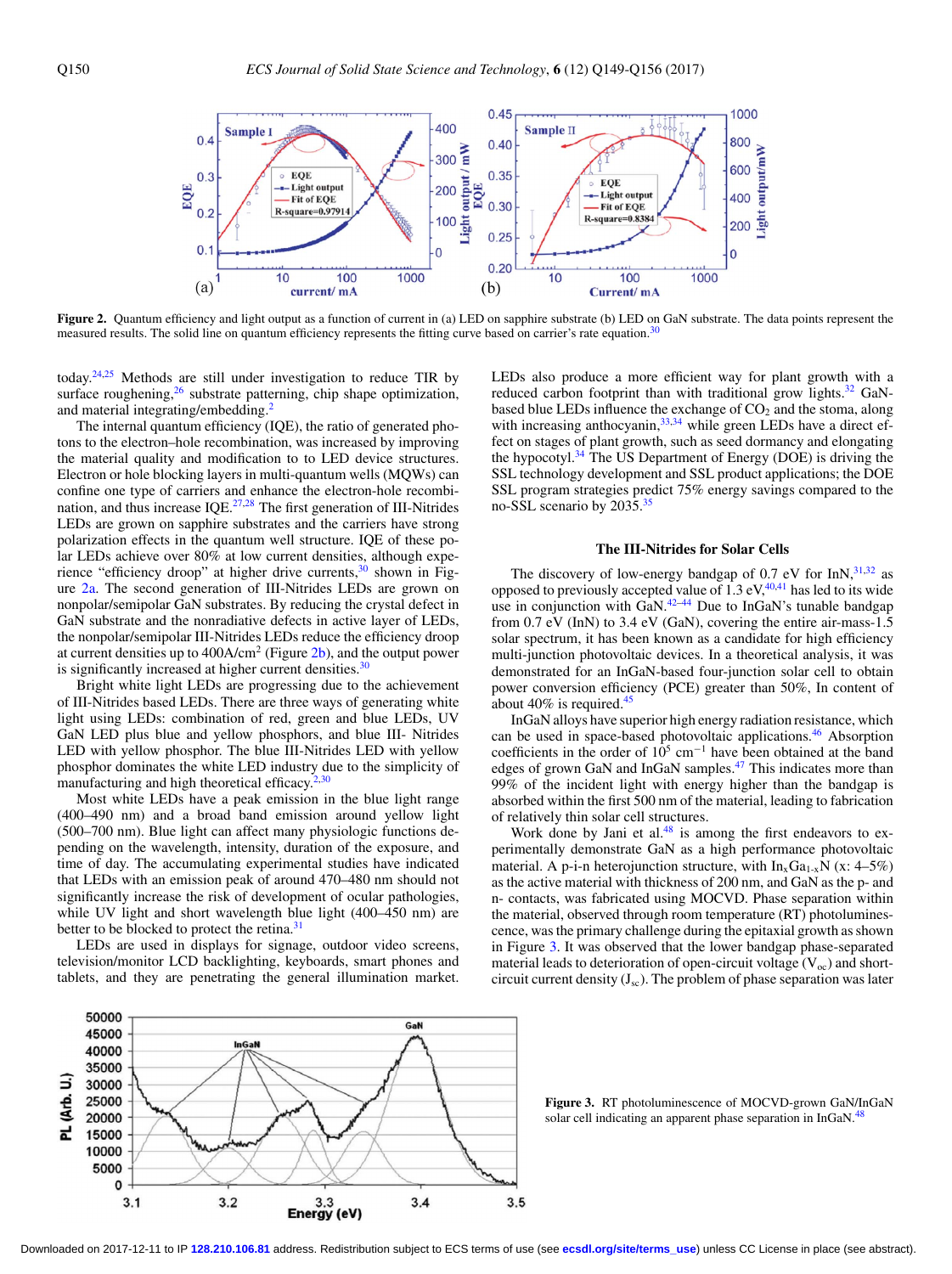Figure 2. Quantum efficiency and light output as a function of current in (a) LED on sapphire substrate (b) LED on GaN substrate. The data points represent the measured results. The solid line on quantum efficiency represents the fitting curve based on carrier's rate equation.[30]

today.[24,25] Methods are still under investigation to reduce TIR by surface roughening,[26] substrate patterning, chip shape optimization, and material integrating/embedding.[2]

The internal quantum efficiency (IQE), the ratio of generated photons to the electron–hole recombination, was increased by improving the material quality and modification to to LED device structures. Electron or hole blocking layers in multi-quantum wells (MQWs) can confine one type of carriers and enhance the electron-hole recombination, and thus increase IQE.[27,28] The first generation of III-Nitrides LEDs are grown on sapphire substrates and the carriers have strong polarization effects in the quantum well structure. IQE of these polar LEDs achieve over 80% at low current densities, although experience "efficiency droop" at higher drive currents,[30] shown in Figure 2a. The second generation of III-Nitrides LEDs are grown on nonpolar/semipolar GaN substrates. By reducing the crystal defect in GaN substrate and the nonradiative defects in active layer of LEDs, the nonpolar/semipolar III-Nitrides LEDs reduce the efficiency droop at current densities up to 400A/cm$^2$ (Figure 2b), and the output power is significantly increased at higher current densities.[30]

Bright white light LEDs are progressing due to the achievement of III-Nitrides based LEDs. There are three ways of generating white light using LEDs: combination of red, green and blue LEDs, UV GaN LED plus blue and yellow phosphors, and blue III- Nitrides LED with yellow phosphor. The blue III-Nitrides LED with yellow phosphor dominates the white LED industry due to the simplicity of manufacturing and high theoretical efficacy.[2,30]

Most white LEDs have a peak emission in the blue light range (400–490 nm) and a broad band emission around yellow light (500–700 nm). Blue light can affect many physiologic functions depending on the wavelength, intensity, duration of the exposure, and time of day. The accumulating experimental studies have indicated that LEDs with an emission peak of around 470–480 nm should not significantly increase the risk of development of ocular pathologies, while UV light and short wavelength blue light (400–450 nm) are better to be blocked to protect the retina.[31]

LEDs are used in displays for signage, outdoor video screens, television/monitor LCD backlighting, keyboards, smart phones and tablets, and they are penetrating the general illumination market. LEDs also produce a more efficient way for plant growth with a reduced carbon footprint than with traditional grow lights.[32] GaN-based blue LEDs influence the exchange of $CO_2$ and the stoma, along with increasing anthocyanin,[33,34] while green LEDs have a direct effect on stages of plant growth, such as seed dormancy and elongating the hypocotyl.[34] The US Department of Energy (DOE) is driving the SSL technology development and SSL product applications; the DOE SSL program strategies predict 75% energy savings compared to the no-SSL scenario by 2035.[35]

## The III-Nitrides for Solar Cells

The discovery of low-energy bandgap of 0.7 eV for InN,[31,32] as opposed to previously accepted value of 1.3 eV,[40,41] has led to its wide use in conjunction with GaN.[42–44] Due to InGaN's tunable bandgap from 0.7 eV (InN) to 3.4 eV (GaN), covering the entire air-mass-1.5 solar spectrum, it has been known as a candidate for high efficiency multi-junction photovoltaic devices. In a theoretical analysis, it was demonstrated for an InGaN-based four-junction solar cell to obtain power conversion efficiency (PCE) greater than 50%, In content of about 40% is required.[45]

InGaN alloys have superior high energy radiation resistance, which can be used in space-based photovoltaic applications.[46] Absorption coefficients in the order of $10^5$ cm$^{-1}$ have been obtained at the band edges of grown GaN and InGaN samples.[47] This indicates more than 99% of the incident light with energy higher than the bandgap is absorbed within the first 500 nm of the material, leading to fabrication of relatively thin solar cell structures.

Work done by Jani et al.[48] is among the first endeavors to experimentally demonstrate GaN as a high performance photovoltaic material. A p-i-n heterojunction structure, with $In_xGa_{1-x}N$ (x: 4–5%) as the active material with thickness of 200 nm, and GaN as the p- and n- contacts, was fabricated using MOCVD. Phase separation within the material, observed through room temperature (RT) photoluminescence, was the primary challenge during the epitaxial growth as shown in Figure 3. It was observed that the lower bandgap phase-separated material leads to deterioration of open-circuit voltage ($V_{oc}$) and short-circuit current density ($J_{sc}$). The problem of phase separation was later

Figure 3. RT photoluminescence of MOCVD-grown GaN/InGaN solar cell indicating an apparent phase separation in InGaN.[48]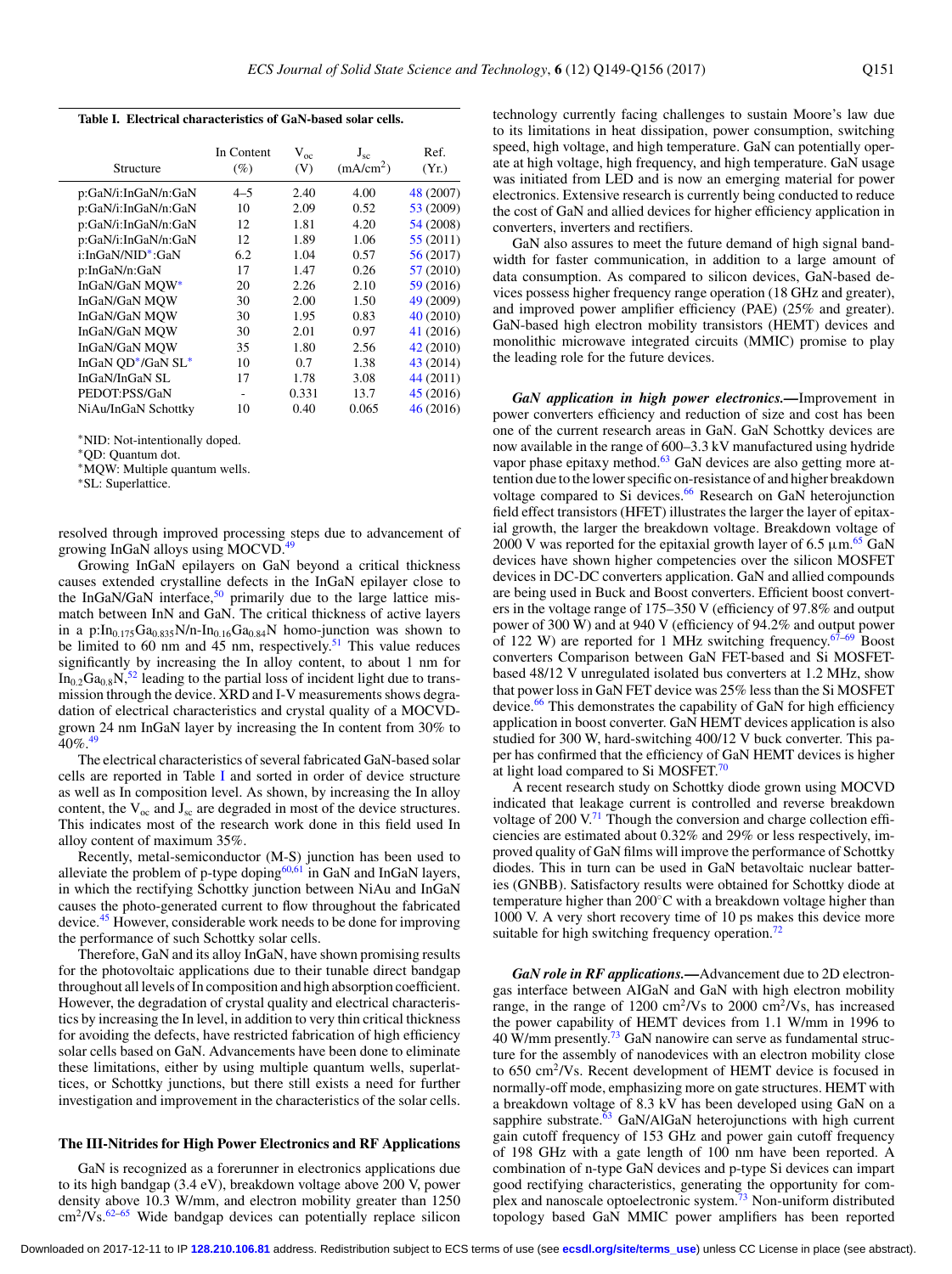**Table I. Electrical characteristics of GaN-based solar cells.**

| Structure | In Content (%) | $V_{oc}$ (V) | $J_{sc}$ (mA/cm$^2$) | Ref. (Yr.) |
|---|---|---|---|---|
| p:GaN/i:InGaN/n:GaN | 4–5 | 2.40 | 4.00 | 48 (2007) |
| p:GaN/i:InGaN/n:GaN | 10 | 2.09 | 0.52 | 53 (2009) |
| p:GaN/i:InGaN/n:GaN | 12 | 1.81 | 4.20 | 54 (2008) |
| p:GaN/i:InGaN/n:GaN | 12 | 1.89 | 1.06 | 55 (2011) |
| i:InGaN/NID*:GaN | 6.2 | 1.04 | 0.57 | 56 (2017) |
| p:InGaN/n:GaN | 17 | 1.47 | 0.26 | 57 (2010) |
| InGaN/GaN MQW* | 20 | 2.26 | 2.10 | 59 (2016) |
| InGaN/GaN MQW | 30 | 2.00 | 1.50 | 49 (2009) |
| InGaN/GaN MQW | 30 | 1.95 | 0.83 | 40 (2010) |
| InGaN/GaN MQW | 30 | 2.01 | 0.97 | 41 (2016) |
| InGaN/GaN MQW | 35 | 1.80 | 2.56 | 42 (2010) |
| InGaN QD*/GaN SL* | 10 | 0.7 | 1.38 | 43 (2014) |
| InGaN/InGaN SL | 17 | 1.78 | 3.08 | 44 (2011) |
| PEDOT:PSS/GaN | - | 0.331 | 13.7 | 45 (2016) |
| NiAu/InGaN Schottky | 10 | 0.40 | 0.065 | 46 (2016) |

*NID: Not-intentionally doped.
*QD: Quantum dot.
*MQW: Multiple quantum wells.
*SL: Superlattice.

resolved through improved processing steps due to advancement of growing InGaN alloys using MOCVD.[49]

Growing InGaN epilayers on GaN beyond a critical thickness causes extended crystalline defects in the InGaN epilayer close to the InGaN/GaN interface,[50] primarily due to the large lattice mismatch between InN and GaN. The critical thickness of active layers in a p:$In_{0.175}Ga_{0.835}N$/n-$In_{0.16}Ga_{0.84}N$ homo-junction was shown to be limited to 60 nm and 45 nm, respectively.[51] This value reduces significantly by increasing the In alloy content, to about 1 nm for $In_{0.2}Ga_{0.8}N$,[52] leading to the partial loss of incident light due to transmission through the device. XRD and I-V measurements shows degradation of electrical characteristics and crystal quality of a MOCVD-grown 24 nm InGaN layer by increasing the In content from 30% to 40%.[49]

The electrical characteristics of several fabricated GaN-based solar cells are reported in Table I and sorted in order of device structure as well as In composition level. As shown, by increasing the In alloy content, the $V_{oc}$ and $J_{sc}$ are degraded in most of the device structures. This indicates most of the research work done in this field used In alloy content of maximum 35%.

Recently, metal-semiconductor (M-S) junction has been used to alleviate the problem of p-type doping[60,61] in GaN and InGaN layers, in which the rectifying Schottky junction between NiAu and InGaN causes the photo-generated current to flow throughout the fabricated device.[45] However, considerable work needs to be done for improving the performance of such Schottky solar cells.

Therefore, GaN and its alloy InGaN, have shown promising results for the photovoltaic applications due to their tunable direct bandgap throughout all levels of In composition and high absorption coefficient. However, the degradation of crystal quality and electrical characteristics by increasing the In level, in addition to very thin critical thickness for avoiding the defects, have restricted fabrication of high efficiency solar cells based on GaN. Advancements have been done to eliminate these limitations, either by using multiple quantum wells, superlattices, or Schottky junctions, but there still exists a need for further investigation and improvement in the characteristics of the solar cells.

## The III-Nitrides for High Power Electronics and RF Applications

GaN is recognized as a forerunner in electronics applications due to its high bandgap (3.4 eV), breakdown voltage above 200 V, power density above 10.3 W/mm, and electron mobility greater than 1250 cm$^2$/Vs.[62–65] Wide bandgap devices can potentially replace silicon technology currently facing challenges to sustain Moore's law due to its limitations in heat dissipation, power consumption, switching speed, high voltage, and high temperature. GaN can potentially operate at high voltage, high frequency, and high temperature. GaN usage was initiated from LED and is now an emerging material for power electronics. Extensive research is currently being conducted to reduce the cost of GaN and allied devices for higher efficiency application in converters, inverters and rectifiers.

GaN also assures to meet the future demand of high signal bandwidth for faster communication, in addition to a large amount of data consumption. As compared to silicon devices, GaN-based devices possess higher frequency range operation (18 GHz and greater), and improved power amplifier efficiency (PAE) (25% and greater). GaN-based high electron mobility transistors (HEMT) devices and monolithic microwave integrated circuits (MMIC) promise to play the leading role for the future devices.

***GaN application in high power electronics.***—Improvement in power converters efficiency and reduction of size and cost has been one of the current research areas in GaN. GaN Schottky devices are now available in the range of 600–3.3 kV manufactured using hydride vapor phase epitaxy method.[63] GaN devices are also getting more attention due to the lower specific on-resistance of and higher breakdown voltage compared to Si devices.[66] Research on GaN heterojunction field effect transistors (HFET) illustrates the larger the layer of epitaxial growth, the larger the breakdown voltage. Breakdown voltage of 2000 V was reported for the epitaxial growth layer of 6.5 μm.[65] GaN devices have shown higher competencies over the silicon MOSFET devices in DC-DC converters application. GaN and allied compounds are being used in Buck and Boost converters. Efficient boost converters in the voltage range of 175–350 V (efficiency of 97.8% and output power of 300 W) and at 940 V (efficiency of 94.2% and output power of 122 W) are reported for 1 MHz switching frequency.[67–69] Boost converters Comparison between GaN FET-based and Si MOSFET-based 48/12 V unregulated isolated bus converters at 1.2 MHz, show that power loss in GaN FET device was 25% less than the Si MOSFET device.[66] This demonstrates the capability of GaN for high efficiency application in boost converter. GaN HEMT devices application is also studied for 300 W, hard-switching 400/12 V buck converter. This paper has confirmed that the efficiency of GaN HEMT devices is higher at light load compared to Si MOSFET.[70]

A recent research study on Schottky diode grown using MOCVD indicated that leakage current is controlled and reverse breakdown voltage of 200 V.[71] Though the conversion and charge collection efficiencies are estimated about 0.32% and 29% or less respectively, improved quality of GaN films will improve the performance of Schottky diodes. This in turn can be used in GaN betavoltaic nuclear batteries (GNBB). Satisfactory results were obtained for Schottky diode at temperature higher than 200°C with a breakdown voltage higher than 1000 V. A very short recovery time of 10 ps makes this device more suitable for high switching frequency operation.[72]

***GaN role in RF applications.***—Advancement due to 2D electron-gas interface between AlGaN and GaN with high electron mobility range, in the range of 1200 cm$^2$/Vs to 2000 cm$^2$/Vs, has increased the power capability of HEMT devices from 1.1 W/mm in 1996 to 40 W/mm presently.[73] GaN nanowire can serve as fundamental structure for the assembly of nanodevices with an electron mobility close to 650 cm$^2$/Vs. Recent development of HEMT device is focused in normally-off mode, emphasizing more on gate structures. HEMT with a breakdown voltage of 8.3 kV has been developed using GaN on a sapphire substrate.[63] GaN/AlGaN heterojunctions with high current gain cutoff frequency of 153 GHz and power gain cutoff frequency of 198 GHz with a gate length of 100 nm have been reported. A combination of n-type GaN devices and p-type Si devices can impart good rectifying characteristics, generating the opportunity for complex and nanoscale optoelectronic system.[73] Non-uniform distributed topology based GaN MMIC power amplifiers has been reported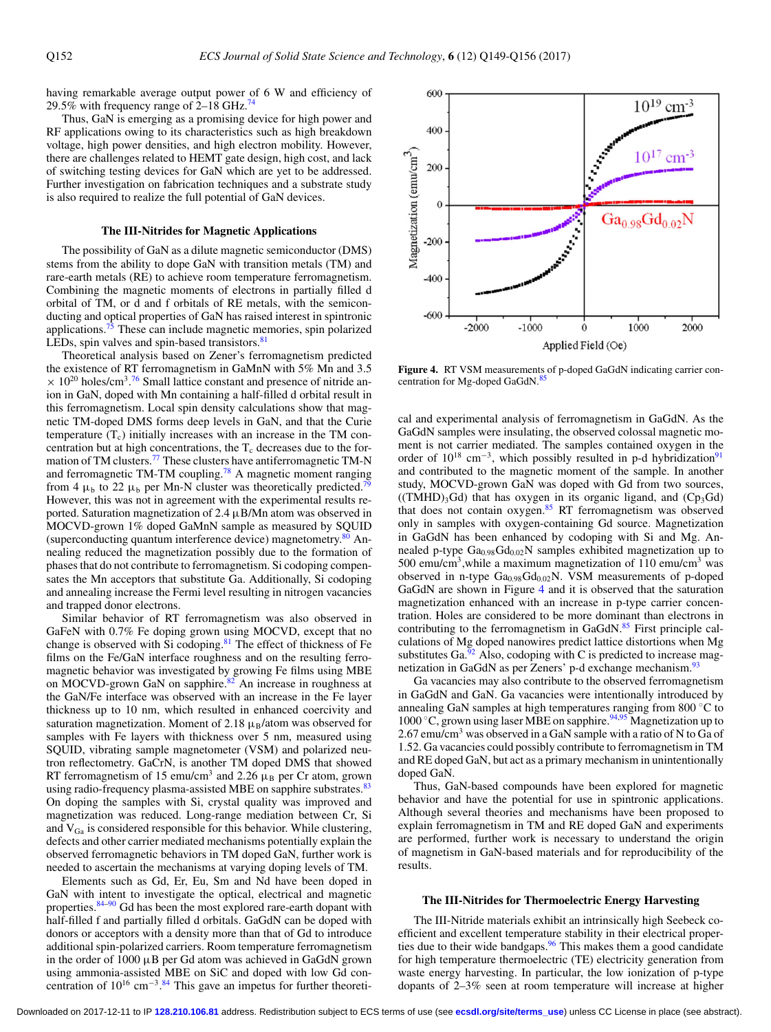having remarkable average output power of 6 W and efficiency of 29.5% with frequency range of 2–18 GHz.[74]

Thus, GaN is emerging as a promising device for high power and RF applications owing to its characteristics such as high breakdown voltage, high power densities, and high electron mobility. However, there are challenges related to HEMT gate design, high cost, and lack of switching testing devices for GaN which are yet to be addressed. Further investigation on fabrication techniques and a substrate study is also required to realize the full potential of GaN devices.

### The III-Nitrides for Magnetic Applications

The possibility of GaN as a dilute magnetic semiconductor (DMS) stems from the ability to dope GaN with transition metals (TM) and rare-earth metals (RE) to achieve room temperature ferromagnetism. Combining the magnetic moments of electrons in partially filled d orbital of TM, or d and f orbitals of RE metals, with the semiconducting and optical properties of GaN has raised interest in spintronic applications.[75] These can include magnetic memories, spin polarized LEDs, spin valves and spin-based transistors.[81]

Theoretical analysis based on Zener's ferromagnetism predicted the existence of RT ferromagnetism in GaMnN with 5% Mn and 3.5 $\times$ $10^{20}$ holes/cm$^3$.[76] Small lattice constant and presence of nitride anion in GaN, doped with Mn containing a half-filled d orbital result in this ferromagnetism. Local spin density calculations show that magnetic TM-doped DMS forms deep levels in GaN, and that the Curie temperature ($T_c$) initially increases with an increase in the TM concentration but at high concentrations, the $T_c$ decreases due to the formation of TM clusters.[77] These clusters have antiferromagnetic TM-N and ferromagnetic TM-TM coupling.[78] A magnetic moment ranging from 4 $\mu_b$ to 22 $\mu_b$ per Mn-N cluster was theoretically predicted.[79] However, this was not in agreement with the experimental results reported. Saturation magnetization of 2.4 $\mu$B/Mn atom was observed in MOCVD-grown 1% doped GaMnN sample as measured by SQUID (superconducting quantum interference device) magnetometry.[80] Annealing reduced the magnetization possibly due to the formation of phases that do not contribute to ferromagnetism. Si codoping compensates the Mn acceptors that substitute Ga. Additionally, Si codoping and annealing increase the Fermi level resulting in nitrogen vacancies and trapped donor electrons.

Similar behavior of RT ferromagnetism was also observed in GaFeN with 0.7% Fe doping grown using MOCVD, except that no change is observed with Si codoping.[81] The effect of thickness of Fe films on the Fe/GaN interface roughness and on the resulting ferromagnetic behavior was investigated by growing Fe films using MBE on MOCVD-grown GaN on sapphire.[82] An increase in roughness at the GaN/Fe interface was observed with an increase in the Fe layer thickness up to 10 nm, which resulted in enhanced coercivity and saturation magnetization. Moment of 2.18 $\mu_B$/atom was observed for samples with Fe layers with thickness over 5 nm, measured using SQUID, vibrating sample magnetometer (VSM) and polarized neutron reflectometry. GaCrN, is another TM doped DMS that showed RT ferromagnetism of 15 emu/cm$^3$ and 2.26 $\mu_B$ per Cr atom, grown using radio-frequency plasma-assisted MBE on sapphire substrates.[83] On doping the samples with Si, crystal quality was improved and magnetization was reduced. Long-range mediation between Cr, Si and $V_{Ga}$ is considered responsible for this behavior. While clustering, defects and other carrier mediated mechanisms potentially explain the observed ferromagnetic behaviors in TM doped GaN, further work is needed to ascertain the mechanisms at varying doping levels of TM.

Elements such as Gd, Er, Eu, Sm and Nd have been doped in GaN with intent to investigate the optical, electrical and magnetic properties.[84–90] Gd has been the most explored rare-earth dopant with half-filled f and partially filled d orbitals. GaGdN can be doped with donors or acceptors with a density more than that of Gd to introduce additional spin-polarized carriers. Room temperature ferromagnetism in the order of 1000 $\mu$B per Gd atom was achieved in GaGdN grown using ammonia-assisted MBE on SiC and doped with low Gd concentration of $10^{16}$ cm$^{-3}$.[84] This gave an impetus for further theoretical and experimental analysis of ferromagnetism in GaGdN. As the GaGdN samples were insulating, the observed colossal magnetic moment is not carrier mediated. The samples contained oxygen in the order of $10^{18}$ cm$^{-3}$, which possibly resulted in p-d hybridization[91] and contributed to the magnetic moment of the sample. In another study, MOCVD-grown GaN was doped with Gd from two sources, ((TMHD)$_3$Gd) that has oxygen in its organic ligand, and (Cp$_3$Gd) that does not contain oxygen.[85] RT ferromagnetism was observed only in samples with oxygen-containing Gd source. Magnetization in GaGdN has been enhanced by codoping with Si and Mg. Annealed p-type $Ga_{0.98}Gd_{0.02}N$ samples exhibited magnetization up to 500 emu/cm$^3$,while a maximum magnetization of 110 emu/cm$^3$ was observed in n-type $Ga_{0.98}Gd_{0.02}N$. VSM measurements of p-doped GaGdN are shown in Figure 4 and it is observed that the saturation magnetization enhanced with an increase in p-type carrier concentration. Holes are considered to be more dominant than electrons in contributing to the ferromagnetism in GaGdN.[85] First principle calculations of Mg doped nanowires predict lattice distortions when Mg substitutes Ga.[92] Also, codoping with C is predicted to increase magnetization in GaGdN as per Zeners' p-d exchange mechanism.[93]

Figure 4. RT VSM measurements of p-doped GaGdN indicating carrier concentration for Mg-doped GaGdN.[85]

Ga vacancies may also contribute to the observed ferromagnetism in GaGdN and GaN. Ga vacancies were intentionally introduced by annealing GaN samples at high temperatures ranging from 800 °C to 1000 °C, grown using laser MBE on sapphire.[94,95] Magnetization up to 2.67 emu/cm$^3$ was observed in a GaN sample with a ratio of N to Ga of 1.52. Ga vacancies could possibly contribute to ferromagnetism in TM and RE doped GaN, but act as a primary mechanism in unintentionally doped GaN.

Thus, GaN-based compounds have been explored for magnetic behavior and have the potential for use in spintronic applications. Although several theories and mechanisms have been proposed to explain ferromagnetism in TM and RE doped GaN and experiments are performed, further work is necessary to understand the origin of magnetism in GaN-based materials and for reproducibility of the results.

### The III-Nitrides for Thermoelectric Energy Harvesting

The III-Nitride materials exhibit an intrinsically high Seebeck coefficient and excellent temperature stability in their electrical properties due to their wide bandgaps.[96] This makes them a good candidate for high temperature thermoelectric (TE) electricity generation from waste energy harvesting. In particular, the low ionization of p-type dopants of 2–3% seen at room temperature will increase at higher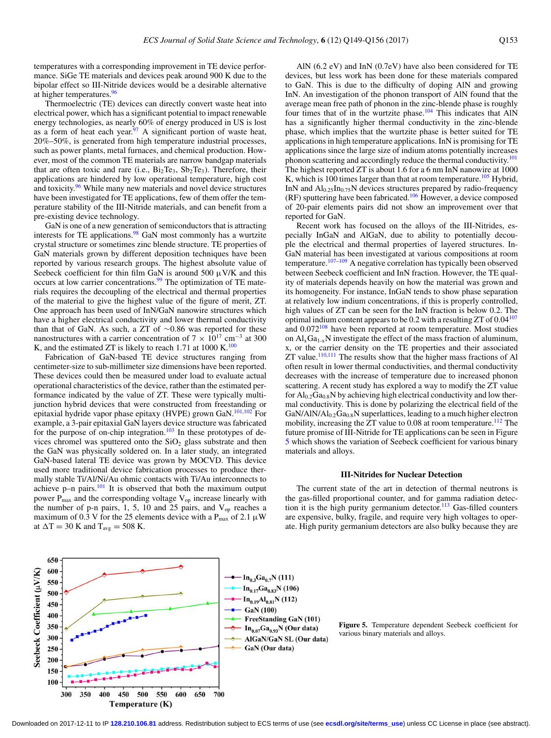temperatures with a corresponding improvement in TE device performance. SiGe TE materials and devices peak around 900 K due to the bipolar effect so III-Nitride devices would be a desirable alternative at higher temperatures.[96]

Thermoelectric (TE) devices can directly convert waste heat into electrical power, which has a significant potential to impact renewable energy technologies, as nearly 60% of energy produced in US is lost as a form of heat each year.[97] A significant portion of waste heat, 20%–50%, is generated from high temperature industrial processes, such as power plants, metal furnaces, and chemical production. However, most of the common TE materials are narrow bandgap materials that are often toxic and rare (i.e., $Bi_2Te_3$, $Sb_2Te_3$). Therefore, their applications are hindered by low operational temperature, high cost and toxicity.[96] While many new materials and novel device structures have been investigated for TE applications, few of them offer the temperature stability of the III-Nitride materials, and can benefit from a pre-existing device technology.

GaN is one of a new generation of semiconductors that is attracting interests for TE applications.[98] GaN most commonly has a wurtzite crystal structure or sometimes zinc blende structure. TE properties of GaN materials grown by different deposition techniques have been reported by various research groups. The highest absolute value of Seebeck coefficient for thin film GaN is around 500 μV/K and this occurs at low carrier concentrations.[99] The optimization of TE materials requires the decoupling of the electrical and thermal properties of the material to give the highest value of the figure of merit, ZT. One approach has been used of InN/GaN nanowire structures which have a higher electrical conductivity and lower thermal conductivity than that of GaN. As such, a ZT of ∼0.86 was reported for these nanostructures with a carrier concentration of $7 \times 10^{17}$ cm$^{-3}$ at 300 K, and the estimated ZT is likely to reach 1.71 at 1000 K.[100]

Fabrication of GaN-based TE device structures ranging from centimeter-size to sub-millimeter size dimensions have been reported. These devices could then be measured under load to evaluate actual operational characteristics of the device, rather than the estimated performance indicated by the value of ZT. These were typically multi-junction hybrid devices that were constructed from freestanding or epitaxial hydride vapor phase epitaxy (HVPE) grown GaN.[101,102] For example, a 3-pair epitaxial GaN layers device structure was fabricated for the purpose of on-chip integration.[103] In these prototypes of devices chromel was sputtered onto the $SiO_2$ glass substrate and then the GaN was physically soldered on. In a later study, an integrated GaN-based lateral TE device was grown by MOCVD. This device used more traditional device fabrication processes to produce thermally stable Ti/Al/Ni/Au ohmic contacts with Ti/Au interconnects to achieve p–n pairs.[101] It is observed that both the maximum output power $P_{max}$ and the corresponding voltage $V_{op}$ increase linearly with the number of p-n pairs, 1, 5, 10 and 25 pairs, and $V_{op}$ reaches a maximum of 0.3 V for the 25 elements device with a $P_{max}$ of 2.1 μW at $\Delta T = 30$ K and $T_{avg} = 508$ K.

AlN (6.2 eV) and InN (0.7eV) have also been considered for TE devices, but less work has been done for these materials compared to GaN. This is due to the difficulty of doping AlN and growing InN. An investigation of the phonon transport of AlN found that the average mean free path of phonon in the zinc-blende phase is roughly four times that of in the wurtzite phase.[104] This indicates that AlN has a significantly higher thermal conductivity in the zinc-blende phase, which implies that the wurtzite phase is better suited for TE applications in high temperature applications. InN is promising for TE applications since the large size of indium atoms potentially increases phonon scattering and accordingly reduce the thermal conductivity.[101] The highest reported ZT is about 1.6 for a 6 nm InN nanowire at 1000 K, which is 100 times larger than that at room temperature.[105] Hybrid, InN and $Al_{0.25}In_{0.75}N$ devices structures prepared by radio-frequency (RF) sputtering have been fabricated.[106] However, a device composed of 20-pair elements pairs did not show an improvement over that reported for GaN.

Recent work has focused on the alloys of the III-Nitrides, especially InGaN and AlGaN, due to ability to potentially decouple the electrical and thermal properties of layered structures. InGaN material has been investigated at various compositions at room temperature.[107–109] A negative correlation has typically been observed between Seebeck coefficient and InN fraction. However, the TE quality of materials depends heavily on how the material was grown and its homogeneity. For instance, InGaN tends to show phase separation at relatively low indium concentrations, if this is properly controlled, high values of ZT can be seen for the InN fraction is below 0.2. The optimal indium content appears to be 0.2 with a resulting ZT of 0.04[107] and 0.072[108] have been reported at room temperature. Most studies on $Al_xGa_{1-x}N$ investigate the effect of the mass fraction of aluminum, x, or the carrier density on the TE properties and their associated ZT value.[110,111] The results show that the higher mass fractions of Al often result in lower thermal conductivities, and thermal conductivity decreases with the increase of temperature due to increased phonon scattering. A recent study has explored a way to modify the ZT value for $Al_{0.2}Ga_{0.8}N$ by achieving high electrical conductivity and low thermal conductivity. This is done by polarizing the electrical field of the GaN/AlN/$Al_{0.2}Ga_{0.8}N$ superlattices, leading to a much higher electron mobility, increasing the ZT value to 0.08 at room temperature.[112] The future promise of III-Nitride for TE applications can be seen in Figure 5 which shows the variation of Seebeck coefficient for various binary materials and alloys.

### III-Nitrides for Nuclear Detection

The current state of the art in detection of thermal neutrons is the gas-filled proportional counter, and for gamma radiation detection it is the high purity germanium detector.[113] Gas-filled counters are expensive, bulky, fragile, and require very high voltages to operate. High purity germanium detectors are also bulky because they are

Figure 5. Temperature dependent Seebeck coefficient for various binary materials and alloys.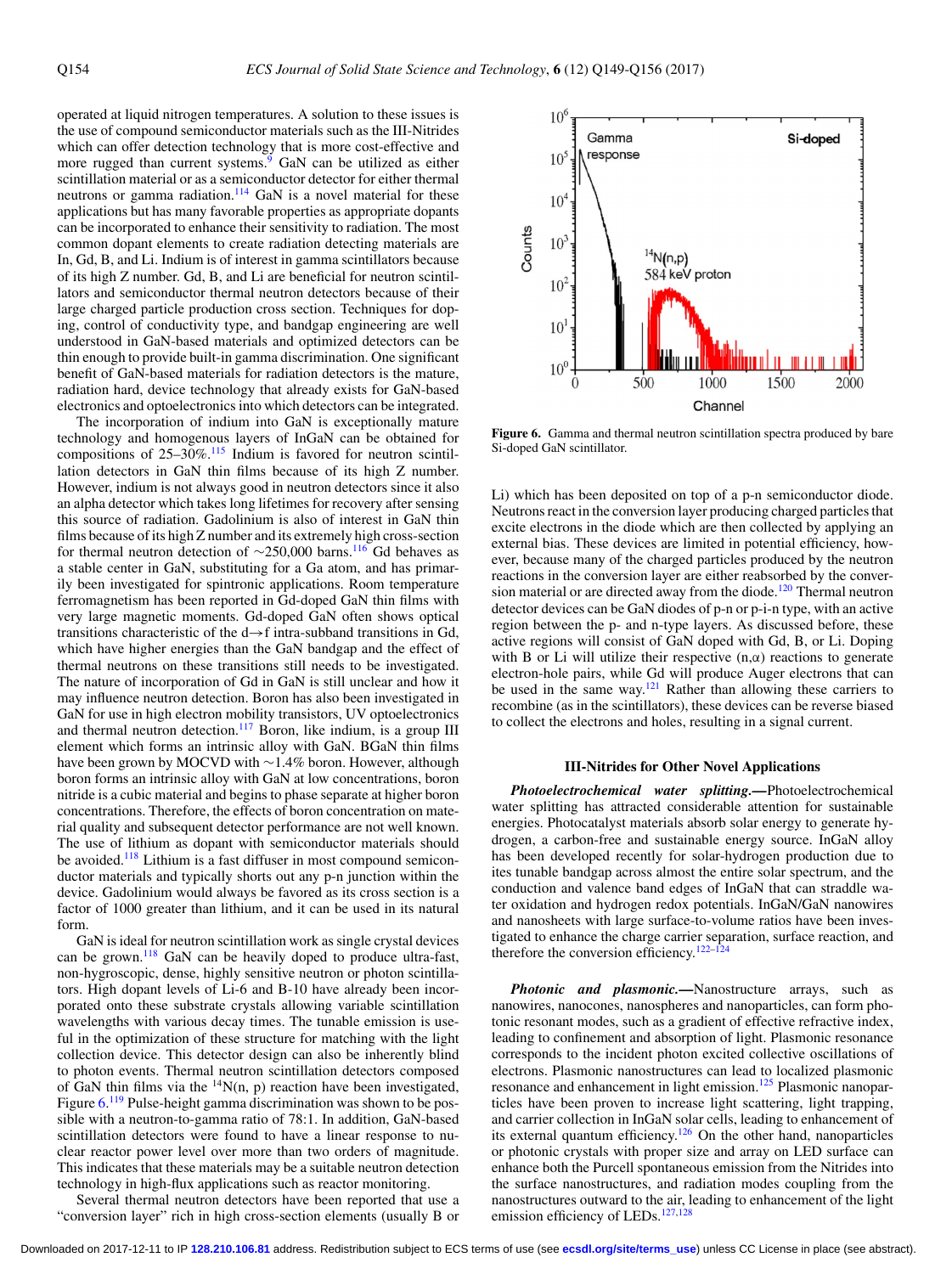operated at liquid nitrogen temperatures. A solution to these issues is the use of compound semiconductor materials such as the III-Nitrides which can offer detection technology that is more cost-effective and more rugged than current systems.[9] GaN can be utilized as either scintillation material or as a semiconductor detector for either thermal neutrons or gamma radiation.[114] GaN is a novel material for these applications but has many favorable properties as appropriate dopants can be incorporated to enhance their sensitivity to radiation. The most common dopant elements to create radiation detecting materials are In, Gd, B, and Li. Indium is of interest in gamma scintillators because of its high Z number. Gd, B, and Li are beneficial for neutron scintillators and semiconductor thermal neutron detectors because of their large charged particle production cross section. Techniques for doping, control of conductivity type, and bandgap engineering are well understood in GaN-based materials and optimized detectors can be thin enough to provide built-in gamma discrimination. One significant benefit of GaN-based materials for radiation detectors is the mature, radiation hard, device technology that already exists for GaN-based electronics and optoelectronics into which detectors can be integrated.

The incorporation of indium into GaN is exceptionally mature technology and homogenous layers of InGaN can be obtained for compositions of 25–30%.[115] Indium is favored for neutron scintillation detectors in GaN thin films because of its high Z number. However, indium is not always good in neutron detectors since it also an alpha detector which takes long lifetimes for recovery after sensing this source of radiation. Gadolinium is also of interest in GaN thin films because of its high Z number and its extremely high cross-section for thermal neutron detection of ∼250,000 barns.[116] Gd behaves as a stable center in GaN, substituting for a Ga atom, and has primarily been investigated for spintronic applications. Room temperature ferromagnetism has been reported in Gd-doped GaN thin films with very large magnetic moments. Gd-doped GaN often shows optical transitions characteristic of the d→f intra-subband transitions in Gd, which have higher energies than the GaN bandgap and the effect of thermal neutrons on these transitions still needs to be investigated. The nature of incorporation of Gd in GaN is still unclear and how it may influence neutron detection. Boron has also been investigated in GaN for use in high electron mobility transistors, UV optoelectronics and thermal neutron detection.[117] Boron, like indium, is a group III element which forms an intrinsic alloy with GaN. BGaN thin films have been grown by MOCVD with ∼1.4% boron. However, although boron forms an intrinsic alloy with GaN at low concentrations, boron nitride is a cubic material and begins to phase separate at higher boron concentrations. Therefore, the effects of boron concentration on material quality and subsequent detector performance are not well known. The use of lithium as dopant with semiconductor materials should be avoided.[118] Lithium is a fast diffuser in most compound semiconductor materials and typically shorts out any p-n junction within the device. Gadolinium would always be favored as its cross section is a factor of 1000 greater than lithium, and it can be used in its natural form.

GaN is ideal for neutron scintillation work as single crystal devices can be grown.[118] GaN can be heavily doped to produce ultra-fast, non-hygroscopic, dense, highly sensitive neutron or photon scintillators. High dopant levels of Li-6 and B-10 have already been incorporated onto these substrate crystals allowing variable scintillation wavelengths with various decay times. The tunable emission is useful in the optimization of these structure for matching with the light collection device. This detector design can also be inherently blind to photon events. Thermal neutron scintillation detectors composed of GaN thin films via the $^{14}$N(n, p) reaction have been investigated, Figure 6.[119] Pulse-height gamma discrimination was shown to be possible with a neutron-to-gamma ratio of 78:1. In addition, GaN-based scintillation detectors were found to have a linear response to nuclear reactor power level over more than two orders of magnitude. This indicates that these materials may be a suitable neutron detection technology in high-flux applications such as reactor monitoring.

Several thermal neutron detectors have been reported that use a "conversion layer" rich in high cross-section elements (usually B or Li) which has been deposited on top of a p-n semiconductor diode. Neutrons react in the conversion layer producing charged particles that excite electrons in the diode which are then collected by applying an external bias. These devices are limited in potential efficiency, however, because many of the charged particles produced by the neutron reactions in the conversion layer are either reabsorbed by the conversion material or are directed away from the diode.[120] Thermal neutron detector devices can be GaN diodes of p-n or p-i-n type, with an active region between the p- and n-type layers. As discussed before, these active regions will consist of GaN doped with Gd, B, or Li. Doping with B or Li will utilize their respective (n,α) reactions to generate electron-hole pairs, while Gd will produce Auger electrons that can be used in the same way.[121] Rather than allowing these carriers to recombine (as in the scintillators), these devices can be reverse biased to collect the electrons and holes, resulting in a signal current.

Gamma response
Si-doped
$^{14}$N(n,p)
584 keV proton
Counts
Channel
0 500 1000 1500 2000
$10^0$ $10^1$ $10^2$ $10^3$ $10^4$ $10^5$ $10^6$

**Figure 6.** Gamma and thermal neutron scintillation spectra produced by bare Si-doped GaN scintillator.

## III-Nitrides for Other Novel Applications

***Photoelectrochemical water splitting.***—Photoelectrochemical water splitting has attracted considerable attention for sustainable energies. Photocatalyst materials absorb solar energy to generate hydrogen, a carbon-free and sustainable energy source. InGaN alloy has been developed recently for solar-hydrogen production due to ites tunable bandgap across almost the entire solar spectrum, and the conduction and valence band edges of InGaN that can straddle water oxidation and hydrogen redox potentials. InGaN/GaN nanowires and nanosheets with large surface-to-volume ratios have been investigated to enhance the charge carrier separation, surface reaction, and therefore the conversion efficiency.[122–124]

***Photonic and plasmonic.***—Nanostructure arrays, such as nanowires, nanocones, nanospheres and nanoparticles, can form photonic resonant modes, such as a gradient of effective refractive index, leading to confinement and absorption of light. Plasmonic resonance corresponds to the incident photon excited collective oscillations of electrons. Plasmonic nanostructures can lead to localized plasmonic resonance and enhancement in light emission.[125] Plasmonic nanoparticles have been proven to increase light scattering, light trapping, and carrier collection in InGaN solar cells, leading to enhancement of its external quantum efficiency.[126] On the other hand, nanoparticles or photonic crystals with proper size and array on LED surface can enhance both the Purcell spontaneous emission from the Nitrides into the surface nanostructures, and radiation modes coupling from the nanostructures outward to the air, leading to enhancement of the light emission efficiency of LEDs.[127,128]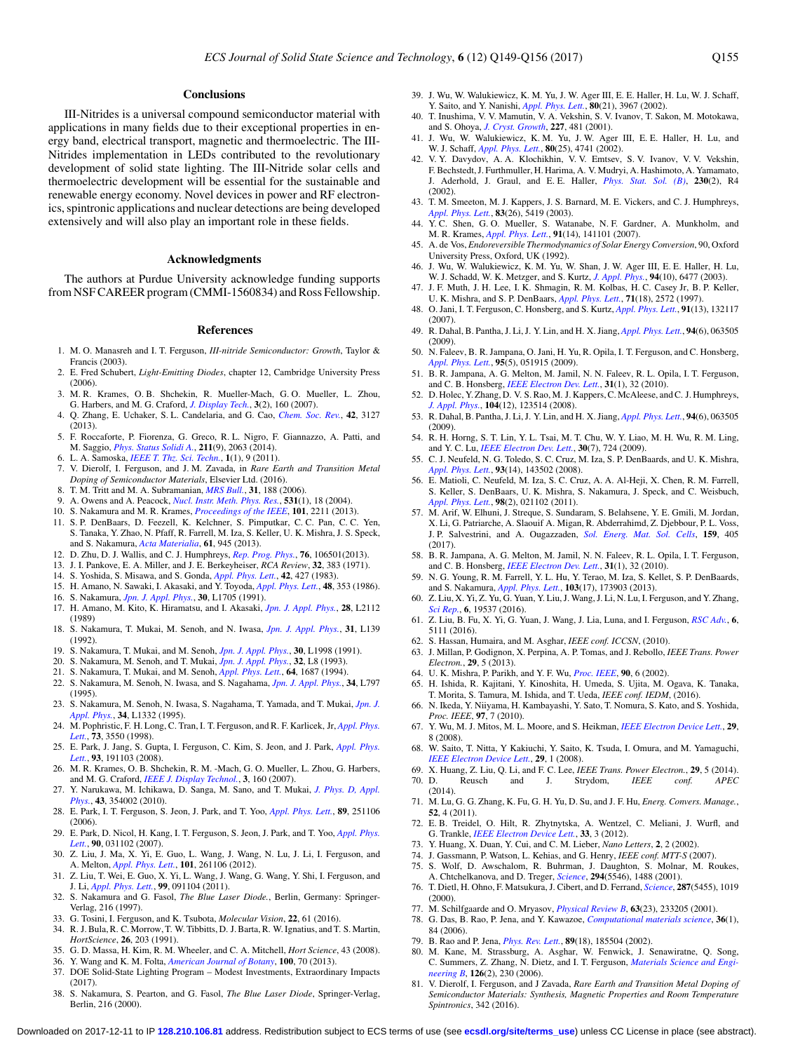## Conclusions

III-Nitrides is a universal compound semiconductor material with applications in many fields due to their exceptional properties in energy band, electrical transport, magnetic and thermoelectric. The III-Nitrides implementation in LEDs contributed to the revolutionary development of solid state lighting. The III-Nitride solar cells and thermoelectric development will be essential for the sustainable and renewable energy economy. Novel devices in power and RF electronics, spintronic applications and nuclear detections are being developed extensively and will also play an important role in these fields.

## Acknowledgments

The authors at Purdue University acknowledge funding supports from NSF CAREER program (CMMI-1560834) and Ross Fellowship.

## References

1. M. O. Manasreh and I. T. Ferguson, *III-nitride Semiconductor: Growth*, Taylor & Francis (2003).
2. E. Fred Schubert, *Light-Emitting Diodes*, chapter 12, Cambridge University Press (2006).
3. M. R. Krames, O. B. Shchekin, R. Mueller-Mach, G. O. Mueller, L. Zhou, G. Harbers, and M. G. Craford, *J. Display Tech.*, **3**(2), 160 (2007).
4. Q. Zhang, E. Uchaker, S. L. Candelaria, and G. Cao, *Chem. Soc. Rev.*, **42**, 3127 (2013).
5. F. Roccaforte, P. Fiorenza, G. Greco, R. L. Nigro, F. Giannazzo, A. Patti, and M. Saggio, *Phys. Status Solidi A.*, **211**(9), 2063 (2014).
6. L. A. Samoska, *IEEE T. Thz. Sci. Techn.*, **1**(1), 9 (2011).
7. V. Dierolf, I. Ferguson, and J. M. Zavada, in *Rare Earth and Transition Metal Doping of Semiconductor Materials*, Elsevier Ltd. (2016).
8. T. M. Tritt and M. A. Subramanian, *MRS Bull.*, **31**, 188 (2006).
9. A. Owens and A. Peacock, *Nucl. Instr. Meth. Phys. Res.*, **531**(1), 18 (2004).
10. S. Nakamura and M. R. Krames, *Proceedings of the IEEE*, **101**, 2211 (2013).
11. S. P. DenBaars, D. Feezell, K. Kelchner, S. Pimputkar, C. C. Pan, C. C. Yen, S. Tanaka, Y. Zhao, N. Pfaff, R. Farrell, M. Iza, S. Keller, U. K. Mishra, J. S. Speck, and S. Nakamura, *Acta Materialia*, **61**, 945 (2013).
12. D. Zhu, D. J. Wallis, and C. J. Humphreys, *Rep. Prog. Phys.*, **76**, 106501(2013).
13. J. I. Pankove, E. A. Miller, and J. E. Berkeyheiser, *RCA Review*, **32**, 383 (1971).
14. S. Yoshida, S. Misawa, and S. Gonda, *Appl. Phys. Lett.*, **42**, 427 (1983).
15. H. Amano, N. Sawaki, I. Akasaki, and Y. Toyoda, *Appl. Phys. Lett.*, **48**, 353 (1986).
16. S. Nakamura, *Jpn. J. Appl. Phys.*, **30**, L1705 (1991).
17. H. Amano, M. Kito, K. Hiramatsu, and I. Akasaki, *Jpn. J. Appl. Phys.*, **28**, L2112 (1989)
18. S. Nakamura, T. Mukai, M. Senoh, and N. Iwasa, *Jpn. J. Appl. Phys.*, **31**, L139 (1992).
19. S. Nakamura, T. Mukai, and M. Senoh, *Jpn. J. Appl. Phys.*, **30**, L1998 (1991).
20. S. Nakamura, M. Senoh, and T. Mukai, *Jpn. J. Appl. Phys.*, **32**, L8 (1993).
21. S. Nakamura, T. Mukai, and M. Senoh, *Appl. Phys. Lett.*, **64**, 1687 (1994).
22. S. Nakamura, M. Senoh, N. Iwasa, and S. Nagahama, *Jpn. J. Appl. Phys.*, **34**, L797 (1995).
23. S. Nakamura, M. Senoh, N. Iwasa, S. Nagahama, T. Yamada, and T. Mukai, *Jpn. J. Appl. Phys.*, **34**, L1332 (1995).
24. M. Pophristic, F. H. Long, C. Tran, I. T. Ferguson, and R. F. Karlicek, Jr, *Appl. Phys. Lett.*, **73**, 3550 (1998).
25. E. Park, J. Jang, S. Gupta, I. Ferguson, C. Kim, S. Jeon, and J. Park, *Appl. Phys. Lett.*, **93**, 191103 (2008).
26. M. R. Krames, O. B. Shchekin, R. M. -Mach, G. O. Mueller, L. Zhou, G. Harbers, and M. G. Craford, *IEEE J. Display Technol.*, **3**, 160 (2007).
27. Y. Narukawa, M. Ichikawa, D. Sanga, M. Sano, and T. Mukai, *J. Phys. D, Appl. Phys.*, **43**, 354002 (2010).
28. E. Park, I. T. Ferguson, S. Jeon, J. Park, and T. Yoo, *Appl. Phys. Lett.*, **89**, 251106 (2006).
29. E. Park, D. Nicol, H. Kang, I. T. Ferguson, S. Jeon, J. Park, and T. Yoo, *Appl. Phys. Lett.*, **90**, 031102 (2007).
30. Z. Liu, J. Ma, X. Yi, E. Guo, L. Wang, J. Wang, N. Lu, J. Li, I. Ferguson, and A. Melton, *Appl. Phys. Lett.*, **101**, 261106 (2012).
31. Z. Liu, T. Wei, E. Guo, X. Yi, L. Wang, J. Wang, G. Wang, Y. Shi, I. Ferguson, and J. Li, *Appl. Phys. Lett.*, **99**, 091104 (2011).
32. S. Nakamura and G. Fasol, *The Blue Laser Diode.*, Berlin, Germany: Springer-Verlag, 216 (1997).
33. G. Tosini, I. Ferguson, and K. Tsubota, *Molecular Vision*, **22**, 61 (2016).
34. R. J. Bula, R. C. Morrow, T. W. Tibbitts, D. J. Barta, R. W. Ignatius, and T. S. Martin, *HortScience*, **26**, 203 (1991).
35. G. D. Massa, H. Kim, R. M. Wheeler, and C. A. Mitchell, *Hort Science*, 43 (2008).
36. Y. Wang and K. M. Folta, *American Journal of Botany*, **100**, 70 (2013).
37. DOE Solid-State Lighting Program – Modest Investments, Extraordinary Impacts (2017).
38. S. Nakamura, S. Pearton, and G. Fasol, *The Blue Laser Diode*, Springer-Verlag, Berlin, 216 (2000).
39. J. Wu, W. Walukiewicz, K. M. Yu, J. W. Ager III, E. E. Haller, H. Lu, W. J. Schaff, Y. Saito, and Y. Nanishi, *Appl. Phys. Lett.*, **80**(21), 3967 (2002).
40. T. Inushima, V. V. Mamutin, V. A. Vekshin, S. V. Ivanov, T. Sakon, M. Motokawa, and S. Ohoya, *J. Cryst. Growth*, **227**, 481 (2001).
41. J. Wu, W. Walukiewicz, K. M. Yu, J. W. Ager III, E. E. Haller, H. Lu, and W. J. Schaff, *Appl. Phys. Lett.*, **80**(25), 4741 (2002).
42. V. Y. Davydov, A. A. Klochikhin, V. V. Emtsev, S. V. Ivanov, V. V. Vekshin, F. Bechstedt, J. Furthmuller, H. Harima, A. V. Mudryi, A. Hashimoto, A. Yamamoto, J. Aderhold, J. Graul, and E. E. Haller, *Phys. Stat. Sol. (B)*, **230**(2), R4 (2002).
43. T. M. Smeeton, M. J. Kappers, J. S. Barnard, M. E. Vickers, and C. J. Humphreys, *Appl. Phys. Lett.*, **83**(26), 5419 (2003).
44. Y. C. Shen, G. O. Mueller, S. Watanabe, N. F. Gardner, A. Munkholm, and M. R. Krames, *Appl. Phys. Lett.*, **91**(14), 141101 (2007).
45. A. de Vos, *Endoreversible Thermodynamics of Solar Energy Conversion*, 90, Oxford University Press, Oxford, UK (1992).
46. J. Wu, W. Walukiewicz, K. M. Yu, W. Shan, J. W. Ager III, E. E. Haller, H. Lu, W. J. Schadd, W. K. Metzger, and S. Kurtz, *J. Appl. Phys.*, **94**(10), 6477 (2003).
47. J. F. Muth, J. H. Lee, I. K. Shmagin, R. M. Kolbas, H. C. Casey Jr, B. P. Keller, U. K. Mishra, and S. P. DenBaars, *Appl. Phys. Lett.*, **71**(18), 2572 (1997).
48. O. Jani, I. T. Ferguson, C. Honsberg, and S. Kurtz, *Appl. Phys. Lett.*, **91**(13), 132117 (2007).
49. R. Dahal, B. Pantha, J. Li, J. Y. Lin, and H. X. Jiang, *Appl. Phys. Lett.*, **94**(6), 063505 (2009).
50. N. Faleev, B. R. Jampana, O. Jani, H. Yu, R. Opila, I. T. Ferguson, and C. Honsberg, *Appl. Phys. Lett.*, **95**(5), 051915 (2009).
51. B. R. Jampana, A. G. Melton, M. Jamil, N. N. Faleev, R. L. Opila, I. T. Ferguson, and C. B. Honsberg, *IEEE Electron Dev. Lett.*, **31**(1), 32 (2010).
52. D. Holec, Y. Zhang, D. V. S. Rao, M. J. Kappers, C. McAleese, and C. J. Humphreys, *J. Appl. Phys.*, **104**(12), 123514 (2008).
53. R. Dahal, B. Pantha, J. Li, J. Y. Lin, and H. X. Jiang, *Appl. Phys. Lett.*, **94**(6), 063505 (2009).
54. R. H. Horng, S. T. Lin, Y. L. Tsai, M. T. Chu, W. Y. Liao, M. H. Wu, R. M. Ling, and Y. C. Lu, *IEEE Electron Dev. Lett.*, **30**(7), 724 (2009).
55. C. J. Neufeld, N. G. Toledo, S. C. Cruz, M. Iza, S. P. DenBaards, and U. K. Mishra, *Appl. Phys. Lett.*, **93**(14), 143502 (2008).
56. E. Matioli, C. Neufeld, M. Iza, S. C. Cruz, A. A. Al-Heji, X. Chen, R. M. Farrell, S. Keller, S. DenBaars, U. K. Mishra, S. Nakamura, J. Speck, and C. Weisbuch, *Appl. Phys. Lett.*, **98**(2), 021102 (2011).
57. M. Arif, W. Elhuni, J. Streque, S. Sundaram, S. Belahsene, Y. E. Gmili, M. Jordan, X. Li, G. Patriarche, A. Slaouif A. Migan, R. Abderrahimd, Z. Djebbour, P. L. Voss, J. P. Salvestrini, and A. Ougazzaden, *Sol. Energ. Mat. Sol. Cells*, **159**, 405 (2017).
58. B. R. Jampana, A. G. Melton, M. Jamil, N. N. Faleev, R. L. Opila, I. T. Ferguson, and C. B. Honsberg, *IEEE Electron Dev. Lett.*, **31**(1), 32 (2010).
59. N. G. Young, R. M. Farrell, Y. L. Hu, Y. Terao, M. Iza, S. Kellet, S. P. DenBaards, and S. Nakamura, *Appl. Phys. Lett.*, **103**(17), 173903 (2013).
60. Z. Liu, X. Yi, Z. Yu, G. Yuan, Y. Liu, J. Wang, J. Li, N. Lu, I. Ferguson, and Y. Zhang, *Sci Rep.*, **6**, 19537 (2016).
61. Z. Liu, B. Fu, X. Yi, G. Yuan, J. Wang, J. Lia, Luna, and I. Ferguson, *RSC Adv.*, **6**, 5111 (2016).
62. S. Hassan, Humaira, and M. Asghar, *IEEE conf. ICCSN*, (2010).
63. J. Millan, P. Godignon, X. Perpina, A. P. Tomas, and J. Rebollo, *IEEE Trans. Power Electron.*, **29**, 5 (2013).
64. U. K. Mishra, P. Parikh, and Y. F. Wu, *Proc. IEEE*, **90**, 6 (2002).
65. H. Ishida, R. Kajitani, Y. Kinoshita, H. Umeda, S. Ujita, M. Ogava, K. Tanaka, T. Morita, S. Tamura, M. Ishida, and T. Ueda, *IEEE conf. IEDM*, (2016).
66. N. Ikeda, Y. Niiyama, H. Kambayashi, Y. Sato, T. Nomura, S. Kato, and S. Yoshida, *Proc. IEEE*, **97**, 7 (2010).
67. Y. Wu, M. J. Mitos, M. L. Moore, and S. Heikman, *IEEE Electron Device Lett.*, **29**, 8 (2008).
68. W. Saito, T. Nitta, Y Kakiuchi, Y. Saito, K. Tsuda, I. Omura, and M. Yamaguchi, *IEEE Electron Device Lett.*, **29**, 1 (2008).
69. X. Huang, Z. Liu, Q. Li, and F. C. Lee, *IEEE Trans. Power Electron.*, **29**, 5 (2014).
70. D. Reusch and J. Strydom, *IEEE conf. APEC* (2014).
71. M. Lu, G. G. Zhang, K. Fu, G. H. Yu, D. Su, and J. F. Hu, *Energ. Convers. Manage.*, **52**, 4 (2011).
72. E. B. Treidel, O. Hilt, R. Zhytnytska, A. Wentzel, C. Meliani, J. Wurfl, and G. Trankle, *IEEE Electron Device Lett.*, **33**, 3 (2012).
73. Y. Huang, X. Duan, Y. Cui, and C. M. Lieber, *Nano Letters*, **2**, 2 (2002).
74. J. Gassmann, P. Watson, L. Kehias, and G. Henry, *IEEE conf. MTT-S* (2007).
75. S. Wolf, D. Awschalom, R. Buhrman, J. Daughton, S. Molnar, M. Roukes, A. Chtchelkanova, and D. Treger, *Science*, **294**(5546), 1488 (2001).
76. T. Dietl, H. Ohno, F. Matsukura, J. Cibert, and D. Ferrand, *Science*, **287**(5455), 1019 (2000).
77. M. Schilfgaarde and O. Mryasov, *Physical Review B*, **63**(23), 233205 (2001).
78. G. Das, B. Rao, P. Jena, and Y. Kawazoe, *Computational materials science*, **36**(1), 84 (2006).
79. B. Rao and P. Jena, *Phys. Rev. Lett.*, **89**(18), 185504 (2002).
80. M. Kane, M. Strassburg, A. Asghar, W. Fenwick, J. Senawiratne, Q. Song, C. Summers, Z. Zhang, N. Dietz, and I. T. Ferguson, *Materials Science and Engineering B*, **126**(2), 230 (2006).
81. V. Dierolf, I. Ferguson, and J Zavada, *Rare Earth and Transition Metal Doping of Semiconductor Materials: Synthesis, Magnetic Properties and Room Temperature Spintronics*, 342 (2016).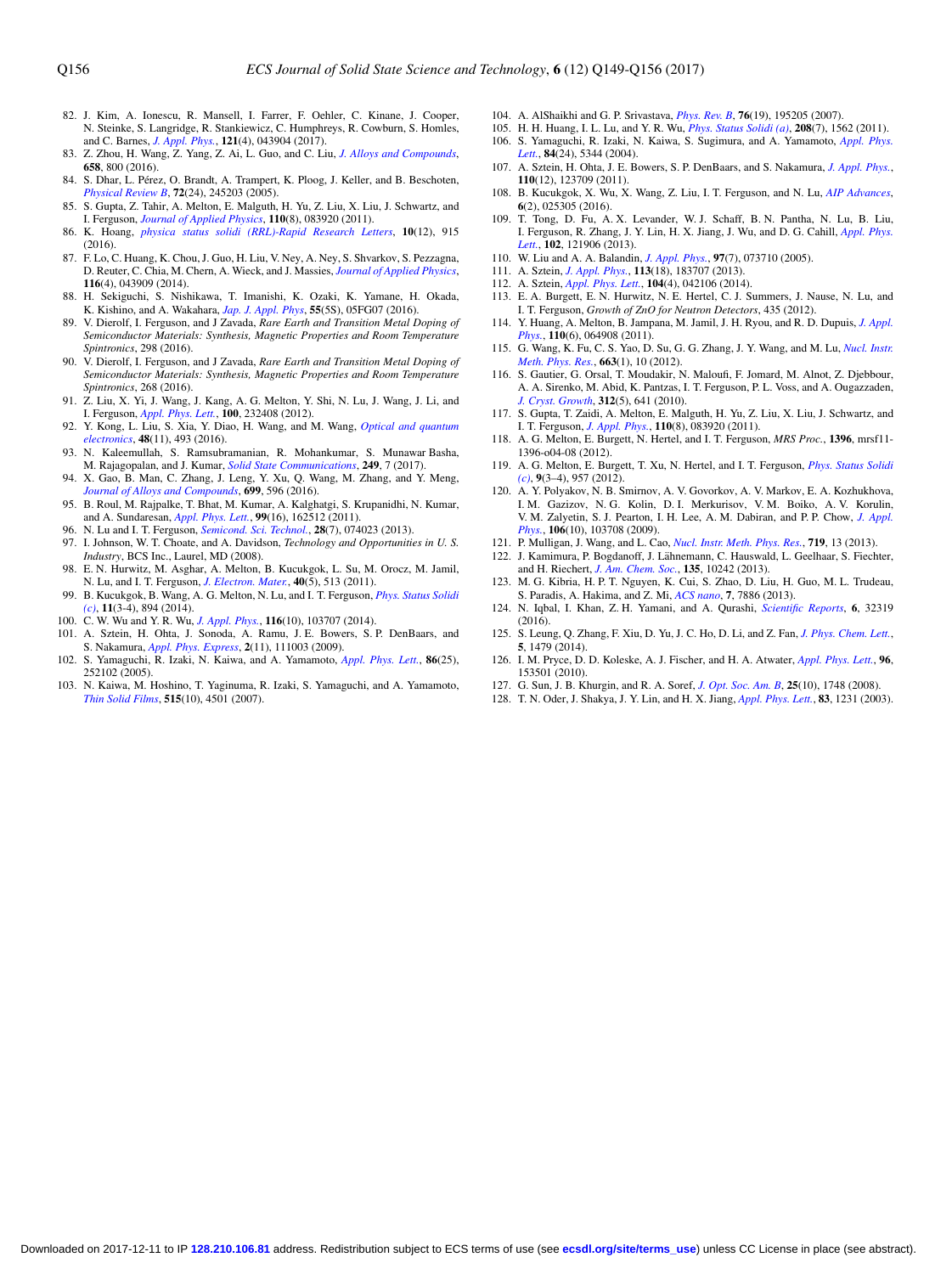82. J. Kim, A. Ionescu, R. Mansell, I. Farrer, F. Oehler, C. Kinane, J. Cooper, N. Steinke, S. Langridge, R. Stankiewicz, C. Humphreys, R. Cowburn, S. Homles, and C. Barnes, *J. Appl. Phys.*, **121**(4), 043904 (2017).
83. Z. Zhou, H. Wang, Z. Yang, Z. Ai, L. Guo, and C. Liu, *J. Alloys and Compounds*, **658**, 800 (2016).
84. S. Dhar, L. Pérez, O. Brandt, A. Trampert, K. Ploog, J. Keller, and B. Beschoten, *Physical Review B*, **72**(24), 245203 (2005).
85. S. Gupta, Z. Tahir, A. Melton, E. Malguth, H. Yu, Z. Liu, X. Liu, J. Schwartz, and I. Ferguson, *Journal of Applied Physics*, **110**(8), 083920 (2011).
86. K. Hoang, *physica status solidi (RRL)-Rapid Research Letters*, **10**(12), 915 (2016).
87. F. Lo, C. Huang, K. Chou, J. Guo, H. Liu, V. Ney, S. Shvarkov, S. Pezzagna, D. Reuter, C. Chia, M. Chern, A. Wieck, and J. Massies, *Journal of Applied Physics*, **116**(4), 043909 (2014).
88. H. Sekiguchi, S. Nishikawa, T. Imanishi, K. Ozaki, K. Yamane, H. Okada, K. Kishino, and A. Wakahara, *Jap. J. Appl. Phys*, **55**(5S), 05FG07 (2016).
89. V. Dierolf, I. Ferguson, and J Zavada, *Rare Earth and Transition Metal Doping of Semiconductor Materials: Synthesis, Magnetic Properties and Room Temperature Spintronics*, 298 (2016).
90. V. Dierolf, I. Ferguson, and J Zavada, *Rare Earth and Transition Metal Doping of Semiconductor Materials: Synthesis, Magnetic Properties and Room Temperature Spintronics*, 268 (2016).
91. Z. Liu, X. Yi, J. Wang, J. Kang, A. G. Melton, Y. Shi, N. Lu, J. Wang, J. Li, and I. Ferguson, *Appl. Phys. Lett.*, **100**, 232408 (2012).
92. Y. Kong, L. Liu, S. Xia, Y. Diao, H. Wang, and M. Wang, *Optical and quantum electronics*, **48**(11), 493 (2016).
93. N. Kaleemullah, S. Ramsubramanian, R. Mohankumar, S. Munawar Basha, M. Rajagopalan, and J. Kumar, *Solid State Communications*, **249**, 7 (2017).
94. X. Gao, B. Man, C. Zhang, J. Leng, Y. Xu, Q. Wang, M. Zhang, and Y. Meng, *Journal of Alloys and Compounds*, **699**, 596 (2016).
95. B. Roul, M. Rajpalke, T. Bhat, M. Kumar, A. Kalghatgi, S. Krupanidhi, N. Kumar, and A. Sundaresan, *Appl. Phys. Lett.*, **99**(16), 162512 (2011).
96. N. Lu and I. T. Ferguson, *Semicond. Sci. Technol.*, **28**(7), 074023 (2013).
97. I. Johnson, W. T. Choate, and A. Davidson, *Technology and Opportunities in U. S. Industry*, BCS Inc., Laurel, MD (2008).
98. E. N. Hurwitz, M. Asghar, A. Melton, B. Kucukgok, L. Su, M. Orocz, M. Jamil, N. Lu, and I. T. Ferguson, *J. Electron. Mater.*, **40**(5), 513 (2011).
99. B. Kucukgok, B. Wang, A. G. Melton, N. Lu, and I. T. Ferguson, *Phys. Status Solidi (c)*, **11**(3-4), 894 (2014).
100. C. W. Wu and Y. R. Wu, *J. Appl. Phys.*, **116**(10), 103707 (2014).
101. A. Sztein, H. Ohta, J. Sonoda, A. Ramu, J. E. Bowers, S. P. DenBaars, and S. Nakamura, *Appl. Phys. Express*, **2**(11), 111003 (2009).
102. S. Yamaguchi, R. Izaki, N. Kaiwa, and A. Yamamoto, *Appl. Phys. Lett.*, **86**(25), 252102 (2005).
103. N. Kaiwa, M. Hoshino, T. Yaginuma, R. Izaki, S. Yamaguchi, and A. Yamamoto, *Thin Solid Films*, **515**(10), 4501 (2007).
104. A. AlShaikhi and G. P. Srivastava, *Phys. Rev. B*, **76**(19), 195205 (2007).
105. H. H. Huang, I. L. Lu, and Y. R. Wu, *Phys. Status Solidi (a)*, **208**(7), 1562 (2011).
106. S. Yamaguchi, R. Izaki, N. Kaiwa, S. Sugimura, and A. Yamamoto, *Appl. Phys. Lett.*, **84**(24), 5344 (2004).
107. A. Sztein, H. Ohta, J. E. Bowers, S. P. DenBaars, and S. Nakamura, *J. Appl. Phys.*, **110**(12), 123709 (2011).
108. B. Kucukgok, X. Wu, X. Wang, Z. Liu, I. T. Ferguson, and N. Lu, *AIP Advances*, **6**(2), 025305 (2016).
109. T. Tong, D. Fu, A. X. Levander, W. J. Schaff, B. N. Pantha, N. Lu, B. Liu, I. Ferguson, R. Zhang, J. Y. Lin, H. X. Jiang, J. Wu, and D. G. Cahill, *Appl. Phys. Lett.*, **102**, 121906 (2013).
110. W. Liu and A. A. Balandin, *J. Appl. Phys.*, **97**(7), 073710 (2005).
111. A. Sztein, *J. Appl. Phys.*, **113**(18), 183707 (2013).
112. A. Sztein, *Appl. Phys. Lett.*, **104**(4), 042106 (2014).
113. E. A. Burgett, E. N. Hurwitz, N. E. Hertel, C. J. Summers, J. Nause, N. Lu, and I. T. Ferguson, *Growth of ZnO for Neutron Detectors*, 435 (2012).
114. Y. Huang, A. Melton, B. Jampana, M. Jamil, J. H. Ryou, and R. D. Dupuis, *J. Appl. Phys.*, **110**(6), 064908 (2011).
115. G. Wang, K. Fu, C. S. Yao, D. Su, G. G. Zhang, J. Y. Wang, and M. Lu, *Nucl. Instr. Meth. Phys. Res.*, **663**(1), 10 (2012).
116. S. Gautier, G. Orsal, T. Moudakir, N. Maloufi, F. Jomard, M. Alnot, Z. Djebbour, A. A. Sirenko, M. Abid, K. Pantzas, I. T. Ferguson, P. L. Voss, and A. Ougazzaden, *J. Cryst. Growth*, **312**(5), 641 (2010).
117. S. Gupta, T. Zaidi, A. Melton, E. Malguth, H. Yu, Z. Liu, X. Liu, J. Schwartz, and I. T. Ferguson, *J. Appl. Phys.*, **110**(8), 083920 (2011).
118. A. G. Melton, E. Burgett, N. Hertel, and I. T. Ferguson, *MRS Proc.*, **1396**, mrsf11-1396-o04-08 (2012).
119. A. G. Melton, E. Burgett, T. Xu, N. Hertel, and I. T. Ferguson, *Phys. Status Solidi (c)*, **9**(3–4), 957 (2012).
120. A. Y. Polyakov, N. B. Smirnov, A. V. Govorkov, A. V. Markov, E. A. Kozhukhova, I. M. Gazizov, N. G. Kolin, D. I. Merkurisov, V. M. Boiko, A. V. Korulin, V. M. Zalyetin, S. J. Pearton, I. H. Lee, A. M. Dabiran, and P. P. Chow, *J. Appl. Phys.*, **106**(10), 103708 (2009).
121. P. Mulligan, J. Wang, and L. Cao, *Nucl. Instr. Meth. Phys. Res.*, **719**, 13 (2013).
122. J. Kamimura, P. Bogdanoff, J. Lähnemann, C. Hauswald, L. Geelhaar, S. Fiechter, and H. Riechert, *J. Am. Chem. Soc.*, **135**, 10242 (2013).
123. M. G. Kibria, H. P. T. Nguyen, K. Cui, S. Zhao, D. Liu, H. Guo, M. L. Trudeau, S. Paradis, A. Hakima, and Z. Mi, *ACS nano*, **7**, 7886 (2013).
124. N. Iqbal, I. Khan, Z. H. Yamani, and A. Qurashi, *Scientific Reports*, **6**, 32319 (2016).
125. S. Leung, Q. Zhang, F. Xiu, D. Yu, J. C. Ho, D. Li, and Z. Fan, *J. Phys. Chem. Lett.*, **5**, 1479 (2014).
126. I. M. Pryce, D. D. Koleske, A. J. Fischer, and H. A. Atwater, *Appl. Phys. Lett.*, **96**, 153501 (2010).
127. G. Sun, J. B. Khurgin, and R. A. Soref, *J. Opt. Soc. Am. B*, **25**(10), 1748 (2008).
128. T. N. Oder, J. Shakya, J. Y. Lin, and H. X. Jiang, *Appl. Phys. Lett.*, **83**, 1231 (2003).